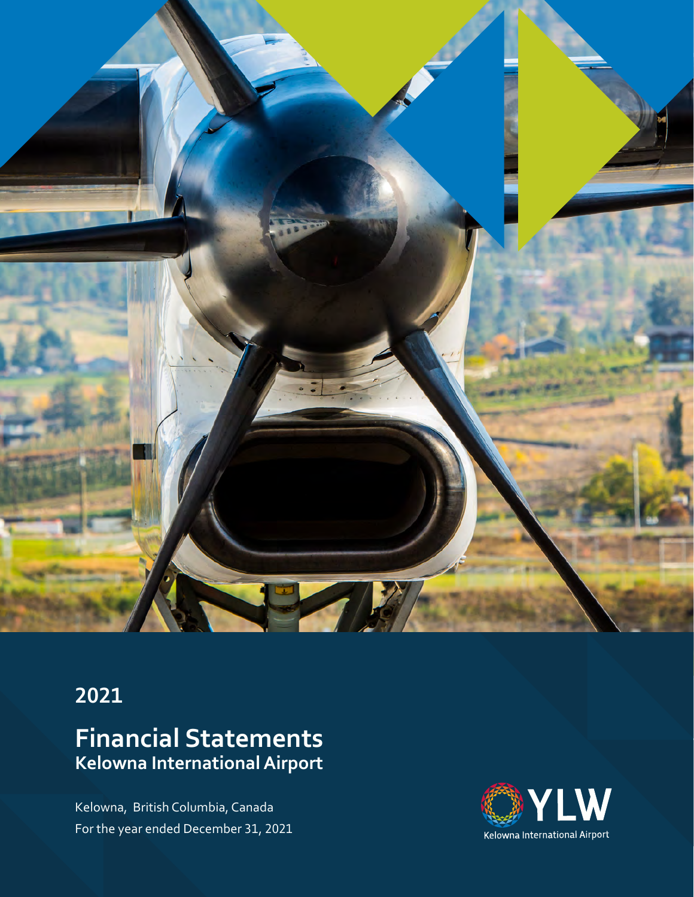## 2021

# Financial Statements
## Kelowna International Airport

Kelowna, British Columbia, Canada
For the year ended December 31, 2021

YLW
Kelowna International Airport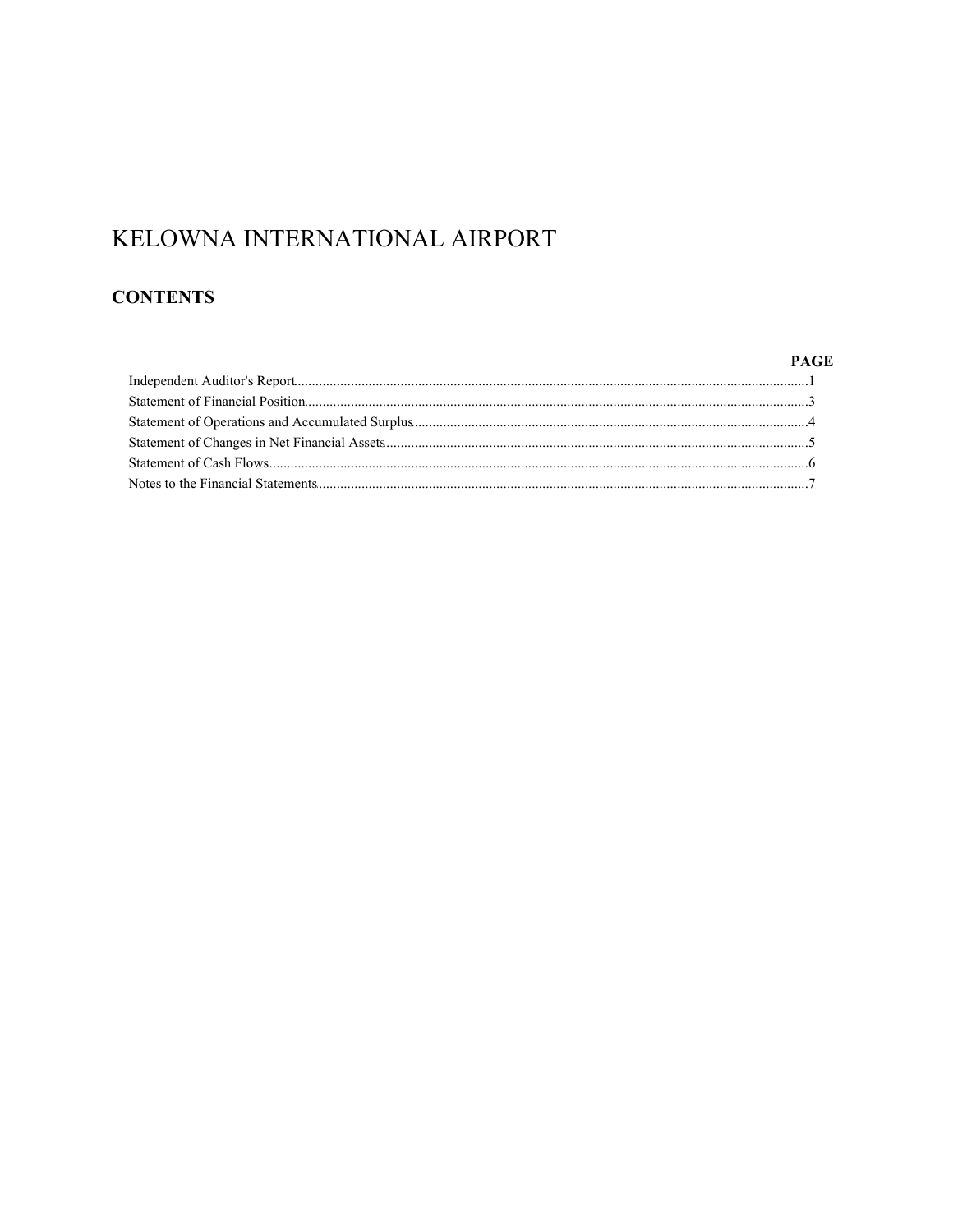# KELOWNA INTERNATIONAL AIRPORT

## CONTENTS

| | PAGE |
|---|---|
| Independent Auditor's Report | 1 |
| Statement of Financial Position | 3 |
| Statement of Operations and Accumulated Surplus | 4 |
| Statement of Changes in Net Financial Assets | 5 |
| Statement of Cash Flows | 6 |
| Notes to the Financial Statements | 7 |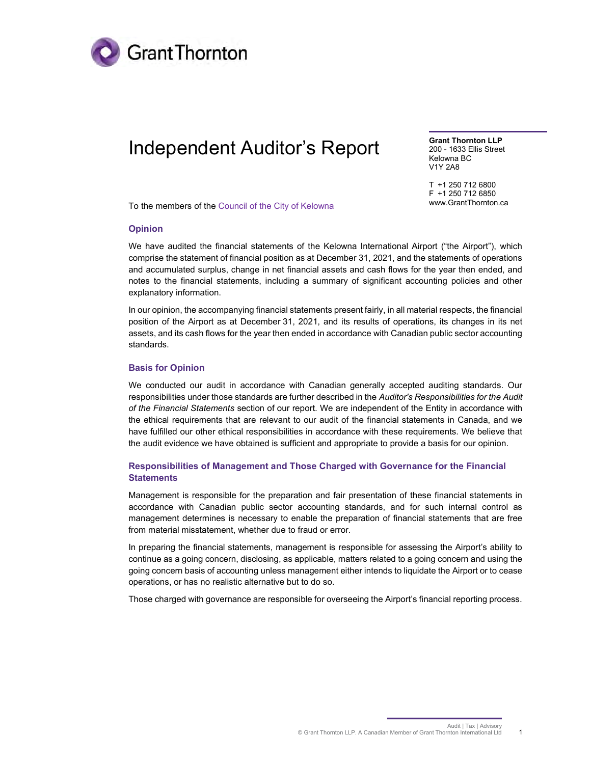Grant Thornton

# Independent Auditor's Report

**Grant Thornton LLP**
200 - 1633 Ellis Street
Kelowna BC
V1Y 2A8

T +1 250 712 6800
F +1 250 712 6850
www.GrantThornton.ca

To the members of the Council of the City of Kelowna

## Opinion

We have audited the financial statements of the Kelowna International Airport ("the Airport"), which comprise the statement of financial position as at December 31, 2021, and the statements of operations and accumulated surplus, change in net financial assets and cash flows for the year then ended, and notes to the financial statements, including a summary of significant accounting policies and other explanatory information.

In our opinion, the accompanying financial statements present fairly, in all material respects, the financial position of the Airport as at December 31, 2021, and its results of operations, its changes in its net assets, and its cash flows for the year then ended in accordance with Canadian public sector accounting standards.

## Basis for Opinion

We conducted our audit in accordance with Canadian generally accepted auditing standards. Our responsibilities under those standards are further described in the *Auditor's Responsibilities for the Audit of the Financial Statements* section of our report. We are independent of the Entity in accordance with the ethical requirements that are relevant to our audit of the financial statements in Canada, and we have fulfilled our other ethical responsibilities in accordance with these requirements. We believe that the audit evidence we have obtained is sufficient and appropriate to provide a basis for our opinion.

## Responsibilities of Management and Those Charged with Governance for the Financial Statements

Management is responsible for the preparation and fair presentation of these financial statements in accordance with Canadian public sector accounting standards, and for such internal control as management determines is necessary to enable the preparation of financial statements that are free from material misstatement, whether due to fraud or error.

In preparing the financial statements, management is responsible for assessing the Airport's ability to continue as a going concern, disclosing, as applicable, matters related to a going concern and using the going concern basis of accounting unless management either intends to liquidate the Airport or to cease operations, or has no realistic alternative but to do so.

Those charged with governance are responsible for overseeing the Airport's financial reporting process.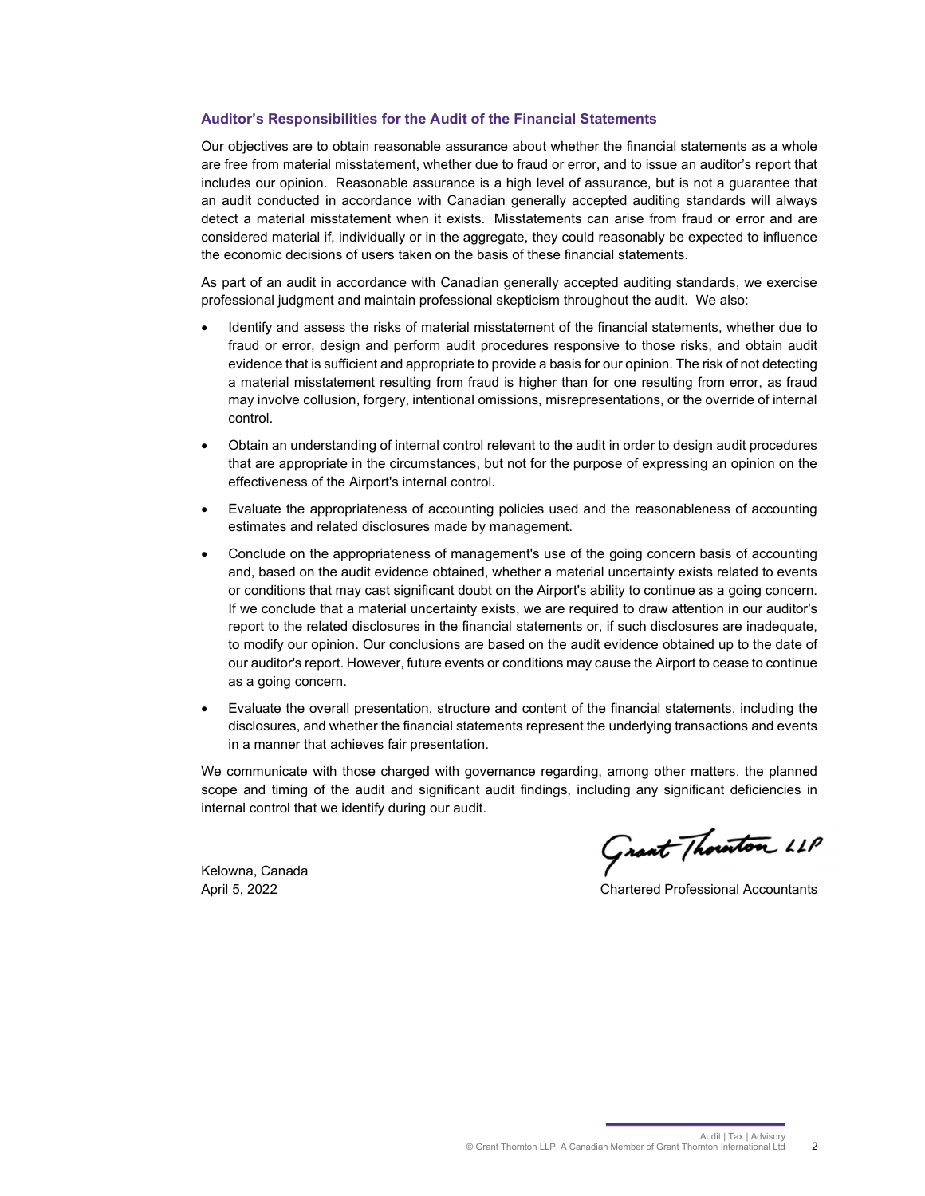### Auditor's Responsibilities for the Audit of the Financial Statements

Our objectives are to obtain reasonable assurance about whether the financial statements as a whole are free from material misstatement, whether due to fraud or error, and to issue an auditor's report that includes our opinion. Reasonable assurance is a high level of assurance, but is not a guarantee that an audit conducted in accordance with Canadian generally accepted auditing standards will always detect a material misstatement when it exists. Misstatements can arise from fraud or error and are considered material if, individually or in the aggregate, they could reasonably be expected to influence the economic decisions of users taken on the basis of these financial statements.

As part of an audit in accordance with Canadian generally accepted auditing standards, we exercise professional judgment and maintain professional skepticism throughout the audit. We also:

- Identify and assess the risks of material misstatement of the financial statements, whether due to fraud or error, design and perform audit procedures responsive to those risks, and obtain audit evidence that is sufficient and appropriate to provide a basis for our opinion. The risk of not detecting a material misstatement resulting from fraud is higher than for one resulting from error, as fraud may involve collusion, forgery, intentional omissions, misrepresentations, or the override of internal control.
- Obtain an understanding of internal control relevant to the audit in order to design audit procedures that are appropriate in the circumstances, but not for the purpose of expressing an opinion on the effectiveness of the Airport's internal control.
- Evaluate the appropriateness of accounting policies used and the reasonableness of accounting estimates and related disclosures made by management.
- Conclude on the appropriateness of management's use of the going concern basis of accounting and, based on the audit evidence obtained, whether a material uncertainty exists related to events or conditions that may cast significant doubt on the Airport's ability to continue as a going concern. If we conclude that a material uncertainty exists, we are required to draw attention in our auditor's report to the related disclosures in the financial statements or, if such disclosures are inadequate, to modify our opinion. Our conclusions are based on the audit evidence obtained up to the date of our auditor's report. However, future events or conditions may cause the Airport to cease to continue as a going concern.
- Evaluate the overall presentation, structure and content of the financial statements, including the disclosures, and whether the financial statements represent the underlying transactions and events in a manner that achieves fair presentation.

We communicate with those charged with governance regarding, among other matters, the planned scope and timing of the audit and significant audit findings, including any significant deficiencies in internal control that we identify during our audit.

Grant Thornton LLP

Kelowna, Canada
April 5, 2022

Chartered Professional Accountants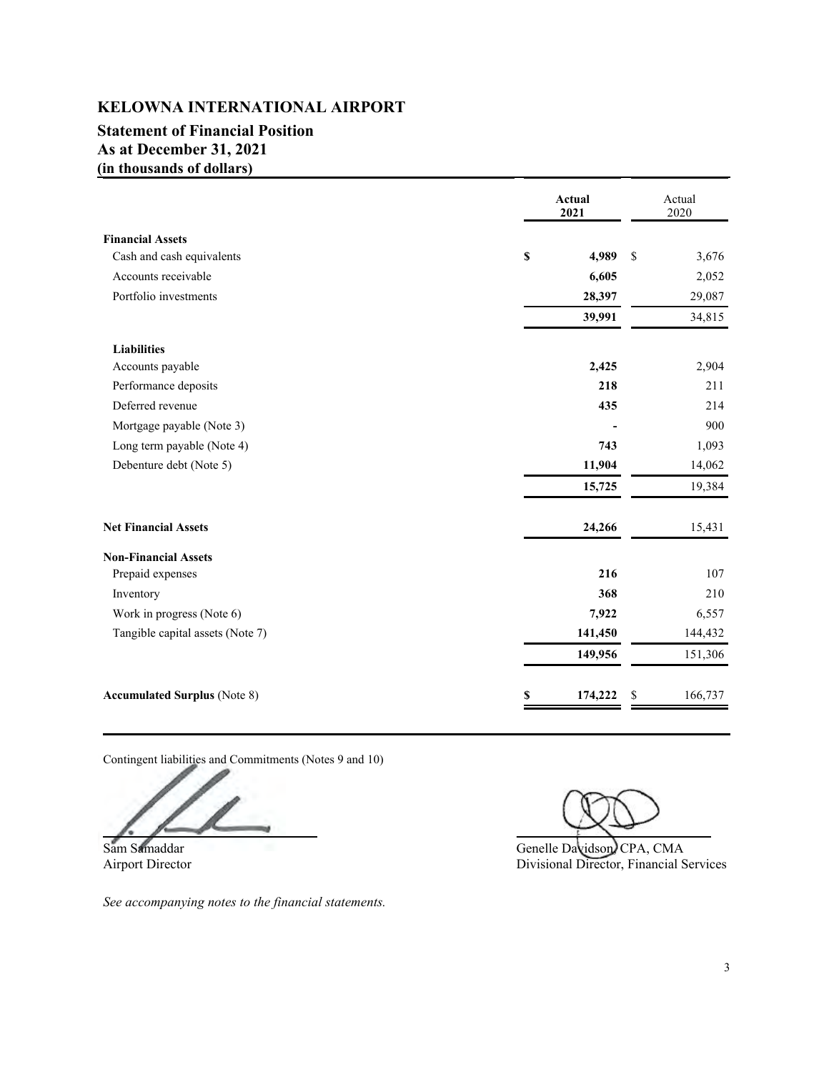# KELOWNA INTERNATIONAL AIRPORT

## Statement of Financial Position
## As at December 31, 2021
## (in thousands of dollars)

| | **Actual 2021** | Actual 2020 |
|---|---|---|
| **Financial Assets** | | |
| Cash and cash equivalents | **$ 4,989** | $ 3,676 |
| Accounts receivable | **6,605** | 2,052 |
| Portfolio investments | **28,397** | 29,087 |
| | **39,991** | 34,815 |
| **Liabilities** | | |
| Accounts payable | **2,425** | 2,904 |
| Performance deposits | **218** | 211 |
| Deferred revenue | **435** | 214 |
| Mortgage payable (Note 3) | **-** | 900 |
| Long term payable (Note 4) | **743** | 1,093 |
| Debenture debt (Note 5) | **11,904** | 14,062 |
| | **15,725** | 19,384 |
| **Net Financial Assets** | **24,266** | 15,431 |
| **Non-Financial Assets** | | |
| Prepaid expenses | **216** | 107 |
| Inventory | **368** | 210 |
| Work in progress (Note 6) | **7,922** | 6,557 |
| Tangible capital assets (Note 7) | **141,450** | 144,432 |
| | **149,956** | 151,306 |
| **Accumulated Surplus** (Note 8) | **$ 174,222** | $ 166,737 |

Contingent liabilities and Commitments (Notes 9 and 10)

Sam Samaddar
Airport Director

Genelle Davidson, CPA, CMA
Divisional Director, Financial Services

*See accompanying notes to the financial statements.*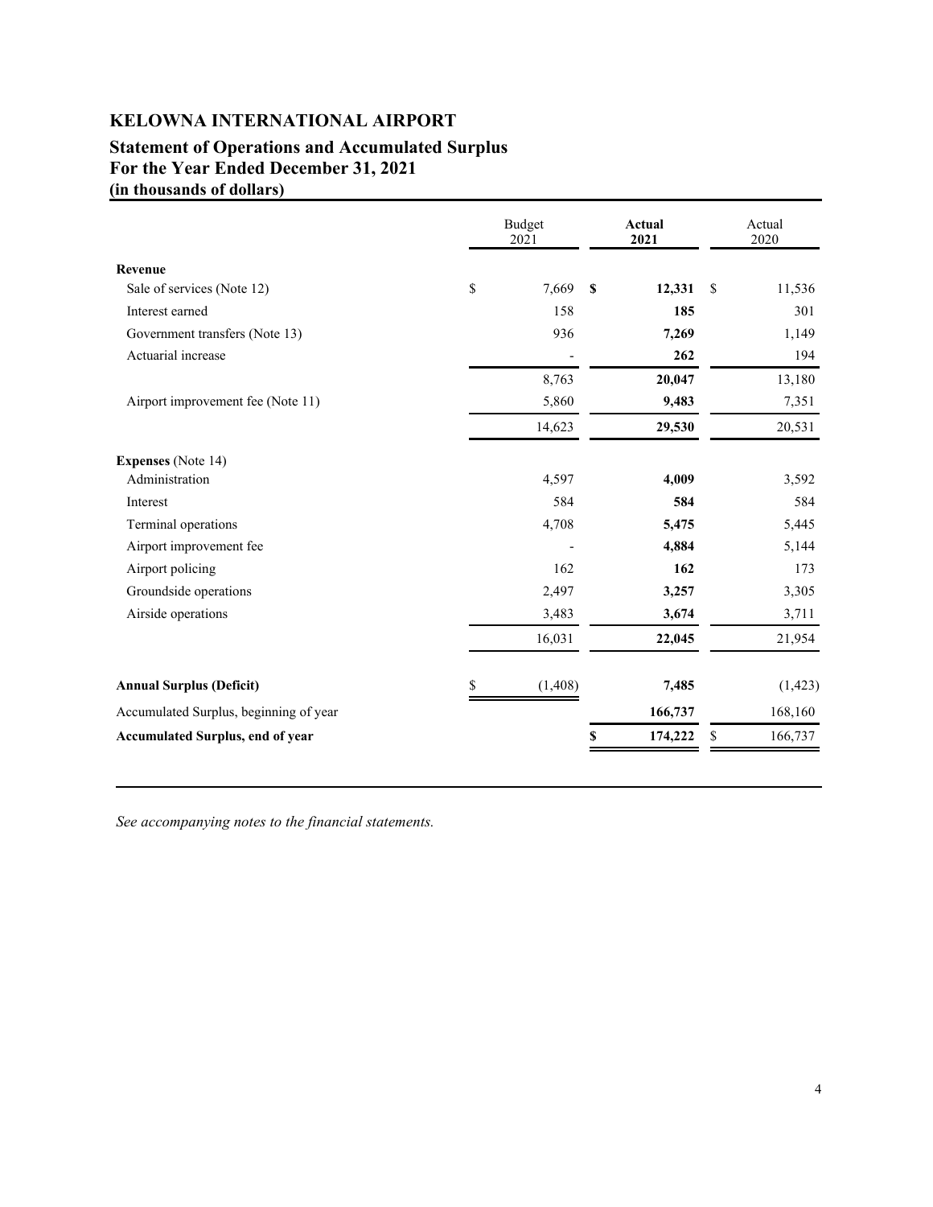# KELOWNA INTERNATIONAL AIRPORT

## Statement of Operations and Accumulated Surplus
## For the Year Ended December 31, 2021
## (in thousands of dollars)

| | Budget 2021 | **Actual 2021** | Actual 2020 |
|---|---|---|---|
| **Revenue** | | | |
| Sale of services (Note 12) | $ 7,669 | **$ 12,331** | $ 11,536 |
| Interest earned | 158 | **185** | 301 |
| Government transfers (Note 13) | 936 | **7,269** | 1,149 |
| Actuarial increase | - | **262** | 194 |
| | 8,763 | **20,047** | 13,180 |
| Airport improvement fee (Note 11) | 5,860 | **9,483** | 7,351 |
| | 14,623 | **29,530** | 20,531 |
| **Expenses** (Note 14) | | | |
| Administration | 4,597 | **4,009** | 3,592 |
| Interest | 584 | **584** | 584 |
| Terminal operations | 4,708 | **5,475** | 5,445 |
| Airport improvement fee | - | **4,884** | 5,144 |
| Airport policing | 162 | **162** | 173 |
| Groundside operations | 2,497 | **3,257** | 3,305 |
| Airside operations | 3,483 | **3,674** | 3,711 |
| | 16,031 | **22,045** | 21,954 |
| **Annual Surplus (Deficit)** | $ (1,408) | **7,485** | (1,423) |
| Accumulated Surplus, beginning of year | | **166,737** | 168,160 |
| **Accumulated Surplus, end of year** | | **$ 174,222** | $ 166,737 |

*See accompanying notes to the financial statements.*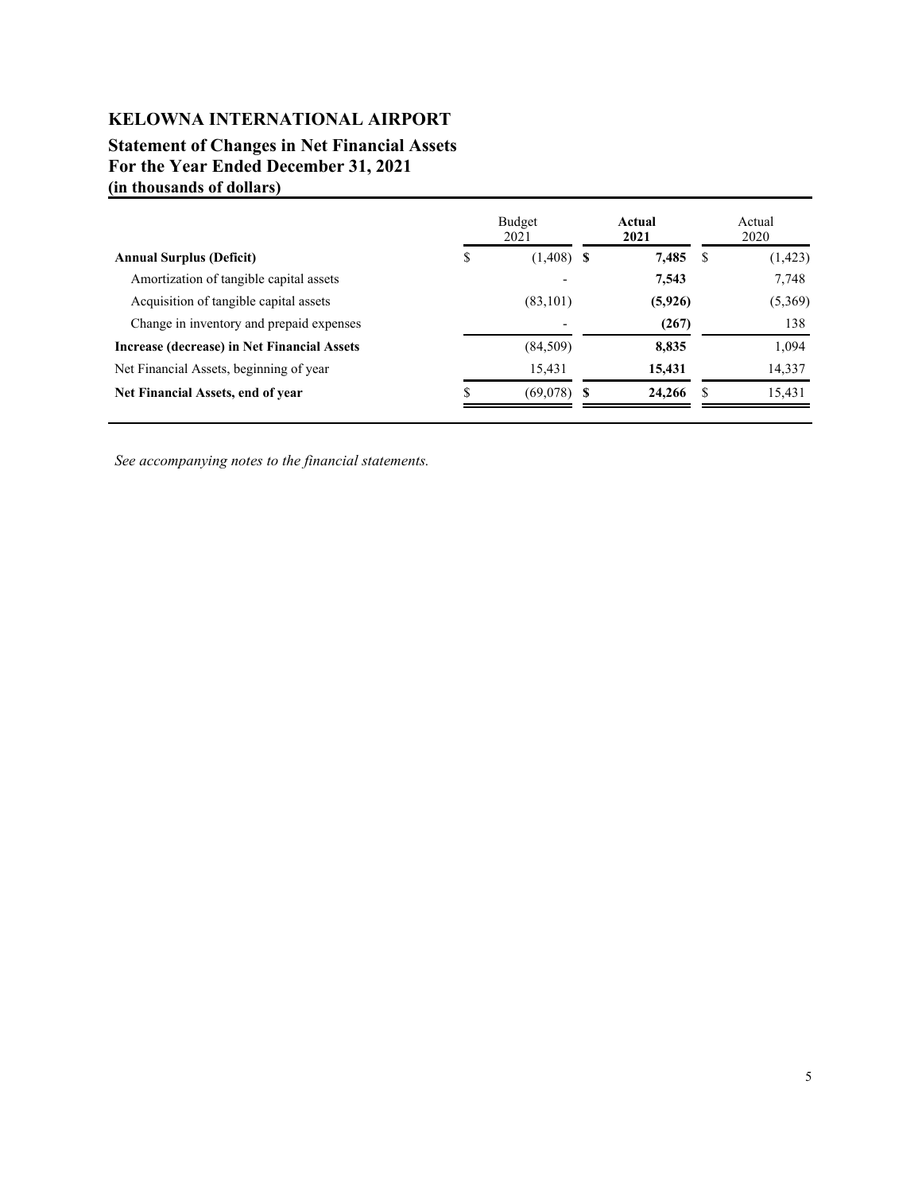# KELOWNA INTERNATIONAL AIRPORT

## Statement of Changes in Net Financial Assets
## For the Year Ended December 31, 2021
## (in thousands of dollars)

| | Budget 2021 | **Actual 2021** | Actual 2020 |
|---|---|---|---|
| **Annual Surplus (Deficit)** | $ (1,408) | **$ 7,485** | $ (1,423) |
| Amortization of tangible capital assets | - | **7,543** | 7,748 |
| Acquisition of tangible capital assets | (83,101) | **(5,926)** | (5,369) |
| Change in inventory and prepaid expenses | - | **(267)** | 138 |
| **Increase (decrease) in Net Financial Assets** | (84,509) | **8,835** | 1,094 |
| Net Financial Assets, beginning of year | 15,431 | **15,431** | 14,337 |
| **Net Financial Assets, end of year** | $ (69,078) | **$ 24,266** | $ 15,431 |

*See accompanying notes to the financial statements.*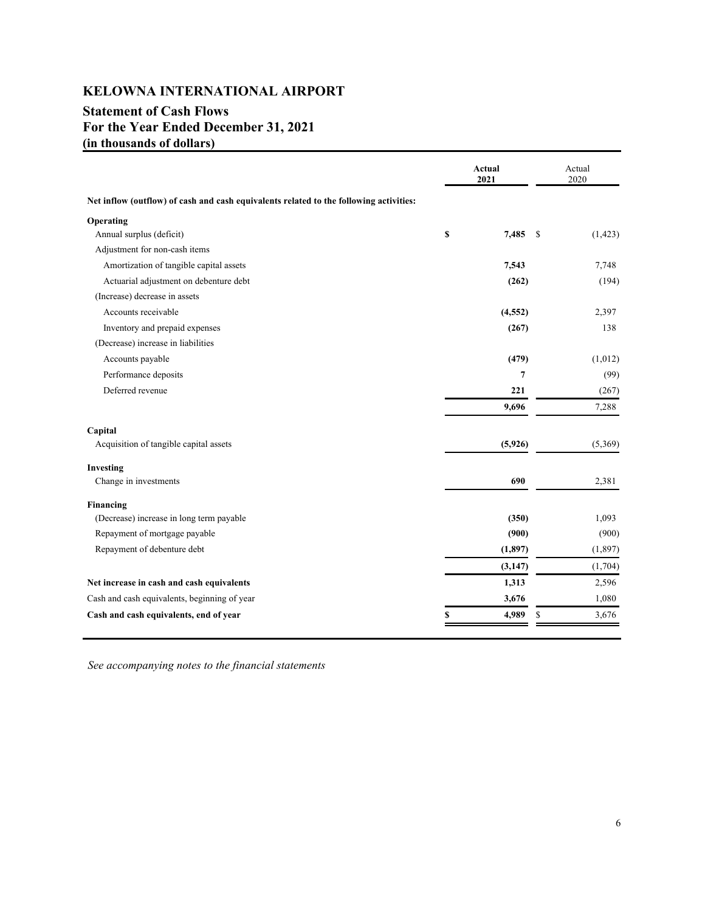# KELOWNA INTERNATIONAL AIRPORT

## Statement of Cash Flows
## For the Year Ended December 31, 2021
## (in thousands of dollars)

| | Actual 2021 | Actual 2020 |
|---|---|---|
| **Net inflow (outflow) of cash and cash equivalents related to the following activities:** | | |
| **Operating** | | |
| Annual surplus (deficit) | **$ 7,485** | $ (1,423) |
| Adjustment for non-cash items | | |
| Amortization of tangible capital assets | **7,543** | 7,748 |
| Actuarial adjustment on debenture debt | **(262)** | (194) |
| (Increase) decrease in assets | | |
| Accounts receivable | **(4,552)** | 2,397 |
| Inventory and prepaid expenses | **(267)** | 138 |
| (Decrease) increase in liabilities | | |
| Accounts payable | **(479)** | (1,012) |
| Performance deposits | **7** | (99) |
| Deferred revenue | **221** | (267) |
| | **9,696** | 7,288 |
| **Capital** | | |
| Acquisition of tangible capital assets | **(5,926)** | (5,369) |
| **Investing** | | |
| Change in investments | **690** | 2,381 |
| **Financing** | | |
| (Decrease) increase in long term payable | **(350)** | 1,093 |
| Repayment of mortgage payable | **(900)** | (900) |
| Repayment of debenture debt | **(1,897)** | (1,897) |
| | **(3,147)** | (1,704) |
| **Net increase in cash and cash equivalents** | **1,313** | 2,596 |
| Cash and cash equivalents, beginning of year | **3,676** | 1,080 |
| **Cash and cash equivalents, end of year** | **$ 4,989** | $ 3,676 |

*See accompanying notes to the financial statements*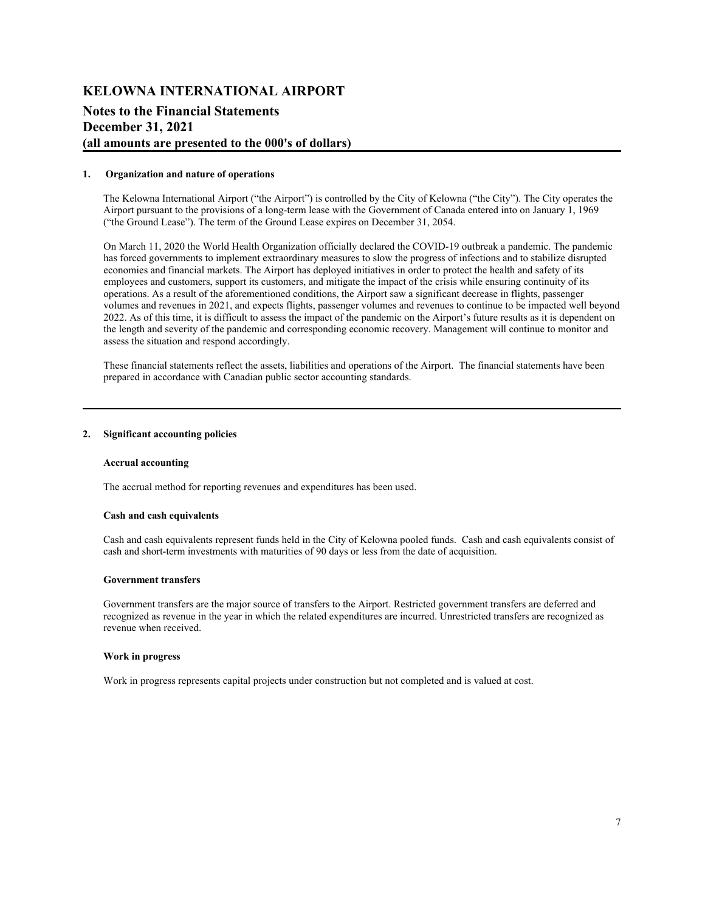# KELOWNA INTERNATIONAL AIRPORT

## Notes to the Financial Statements
## December 31, 2021
## (all amounts are presented to the 000's of dollars)

### 1. Organization and nature of operations

The Kelowna International Airport ("the Airport") is controlled by the City of Kelowna ("the City"). The City operates the Airport pursuant to the provisions of a long-term lease with the Government of Canada entered into on January 1, 1969 ("the Ground Lease"). The term of the Ground Lease expires on December 31, 2054.

On March 11, 2020 the World Health Organization officially declared the COVID-19 outbreak a pandemic. The pandemic has forced governments to implement extraordinary measures to slow the progress of infections and to stabilize disrupted economies and financial markets. The Airport has deployed initiatives in order to protect the health and safety of its employees and customers, support its customers, and mitigate the impact of the crisis while ensuring continuity of its operations. As a result of the aforementioned conditions, the Airport saw a significant decrease in flights, passenger volumes and revenues in 2021, and expects flights, passenger volumes and revenues to continue to be impacted well beyond 2022. As of this time, it is difficult to assess the impact of the pandemic on the Airport's future results as it is dependent on the length and severity of the pandemic and corresponding economic recovery. Management will continue to monitor and assess the situation and respond accordingly.

These financial statements reflect the assets, liabilities and operations of the Airport. The financial statements have been prepared in accordance with Canadian public sector accounting standards.

### 2. Significant accounting policies

**Accrual accounting**

The accrual method for reporting revenues and expenditures has been used.

**Cash and cash equivalents**

Cash and cash equivalents represent funds held in the City of Kelowna pooled funds. Cash and cash equivalents consist of cash and short-term investments with maturities of 90 days or less from the date of acquisition.

**Government transfers**

Government transfers are the major source of transfers to the Airport. Restricted government transfers are deferred and recognized as revenue in the year in which the related expenditures are incurred. Unrestricted transfers are recognized as revenue when received.

**Work in progress**

Work in progress represents capital projects under construction but not completed and is valued at cost.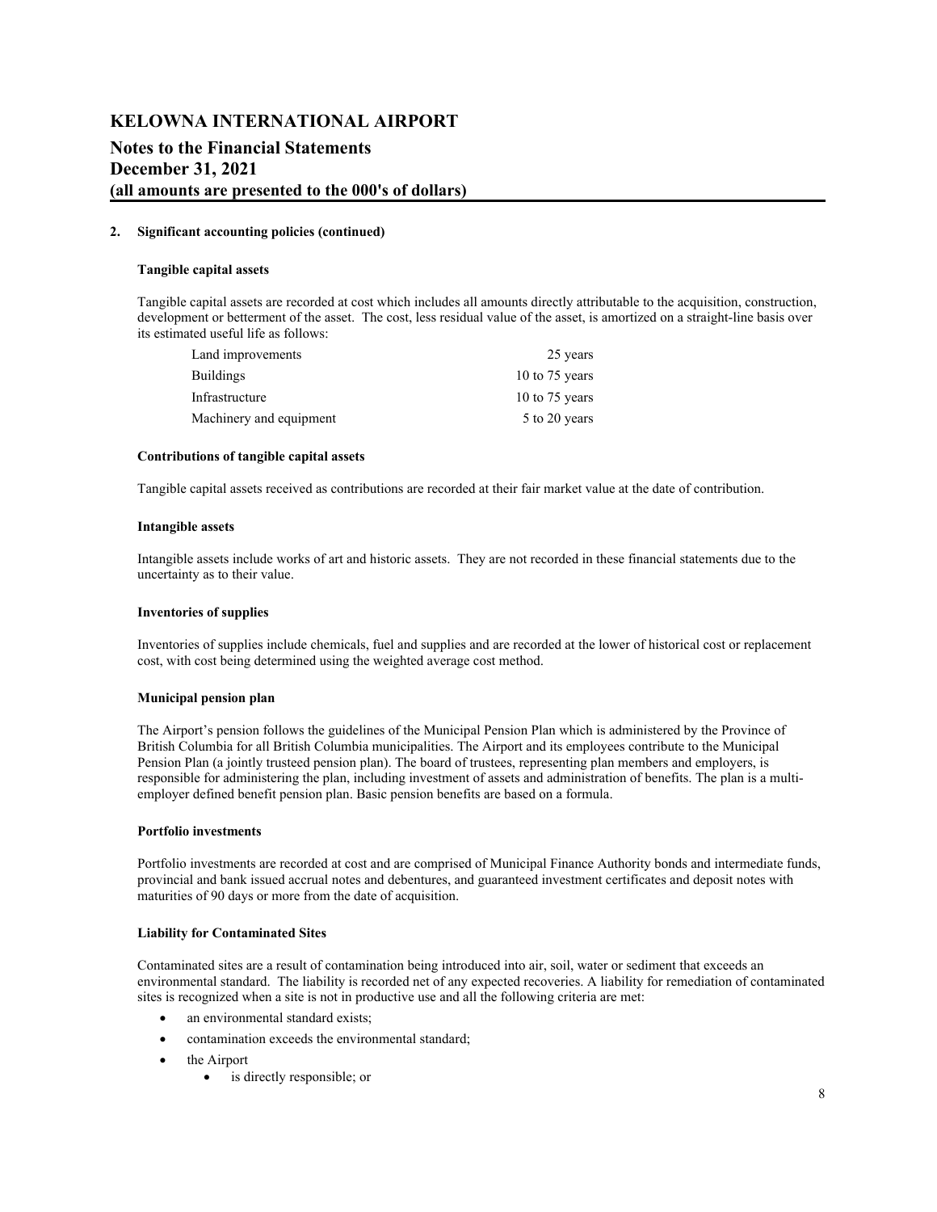# KELOWNA INTERNATIONAL AIRPORT

## Notes to the Financial Statements
## December 31, 2021
## (all amounts are presented to the 000's of dollars)

**2. Significant accounting policies (continued)**

**Tangible capital assets**

Tangible capital assets are recorded at cost which includes all amounts directly attributable to the acquisition, construction, development or betterment of the asset. The cost, less residual value of the asset, is amortized on a straight-line basis over its estimated useful life as follows:

| | |
|---|---|
| Land improvements | 25 years |
| Buildings | 10 to 75 years |
| Infrastructure | 10 to 75 years |
| Machinery and equipment | 5 to 20 years |

**Contributions of tangible capital assets**

Tangible capital assets received as contributions are recorded at their fair market value at the date of contribution.

**Intangible assets**

Intangible assets include works of art and historic assets. They are not recorded in these financial statements due to the uncertainty as to their value.

**Inventories of supplies**

Inventories of supplies include chemicals, fuel and supplies and are recorded at the lower of historical cost or replacement cost, with cost being determined using the weighted average cost method.

**Municipal pension plan**

The Airport's pension follows the guidelines of the Municipal Pension Plan which is administered by the Province of British Columbia for all British Columbia municipalities. The Airport and its employees contribute to the Municipal Pension Plan (a jointly trusteed pension plan). The board of trustees, representing plan members and employers, is responsible for administering the plan, including investment of assets and administration of benefits. The plan is a multi-employer defined benefit pension plan. Basic pension benefits are based on a formula.

**Portfolio investments**

Portfolio investments are recorded at cost and are comprised of Municipal Finance Authority bonds and intermediate funds, provincial and bank issued accrual notes and debentures, and guaranteed investment certificates and deposit notes with maturities of 90 days or more from the date of acquisition.

**Liability for Contaminated Sites**

Contaminated sites are a result of contamination being introduced into air, soil, water or sediment that exceeds an environmental standard. The liability is recorded net of any expected recoveries. A liability for remediation of contaminated sites is recognized when a site is not in productive use and all the following criteria are met:

- an environmental standard exists;
- contamination exceeds the environmental standard;
- the Airport
    - is directly responsible; or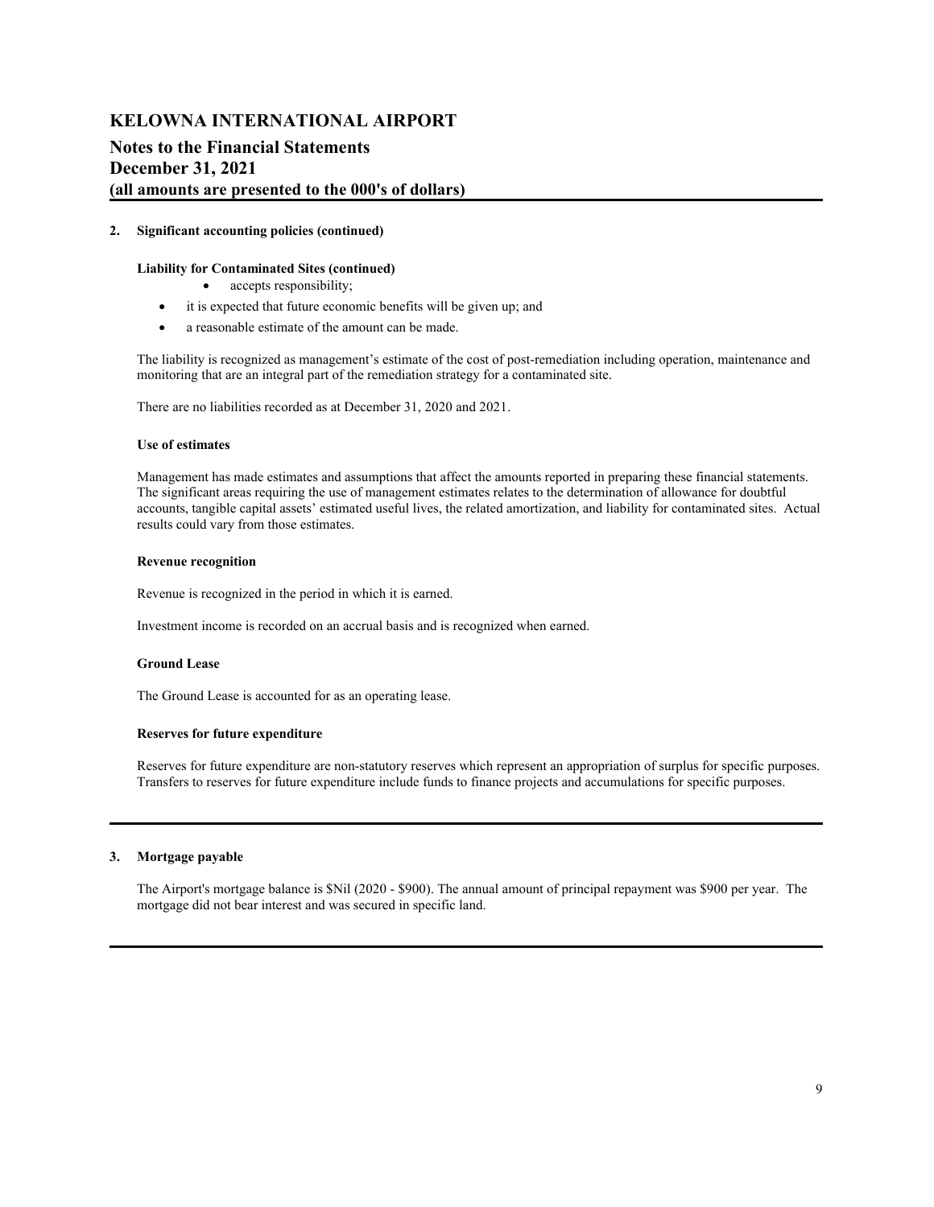# KELOWNA INTERNATIONAL AIRPORT

## Notes to the Financial Statements
## December 31, 2021
## (all amounts are presented to the 000's of dollars)

**2. Significant accounting policies (continued)**

**Liability for Contaminated Sites (continued)**

- accepts responsibility;
- it is expected that future economic benefits will be given up; and
- a reasonable estimate of the amount can be made.

The liability is recognized as management's estimate of the cost of post-remediation including operation, maintenance and monitoring that are an integral part of the remediation strategy for a contaminated site.

There are no liabilities recorded as at December 31, 2020 and 2021.

**Use of estimates**

Management has made estimates and assumptions that affect the amounts reported in preparing these financial statements. The significant areas requiring the use of management estimates relates to the determination of allowance for doubtful accounts, tangible capital assets' estimated useful lives, the related amortization, and liability for contaminated sites. Actual results could vary from those estimates.

**Revenue recognition**

Revenue is recognized in the period in which it is earned.

Investment income is recorded on an accrual basis and is recognized when earned.

**Ground Lease**

The Ground Lease is accounted for as an operating lease.

**Reserves for future expenditure**

Reserves for future expenditure are non-statutory reserves which represent an appropriation of surplus for specific purposes. Transfers to reserves for future expenditure include funds to finance projects and accumulations for specific purposes.

**3. Mortgage payable**

The Airport's mortgage balance is $Nil (2020 - $900). The annual amount of principal repayment was $900 per year. The mortgage did not bear interest and was secured in specific land.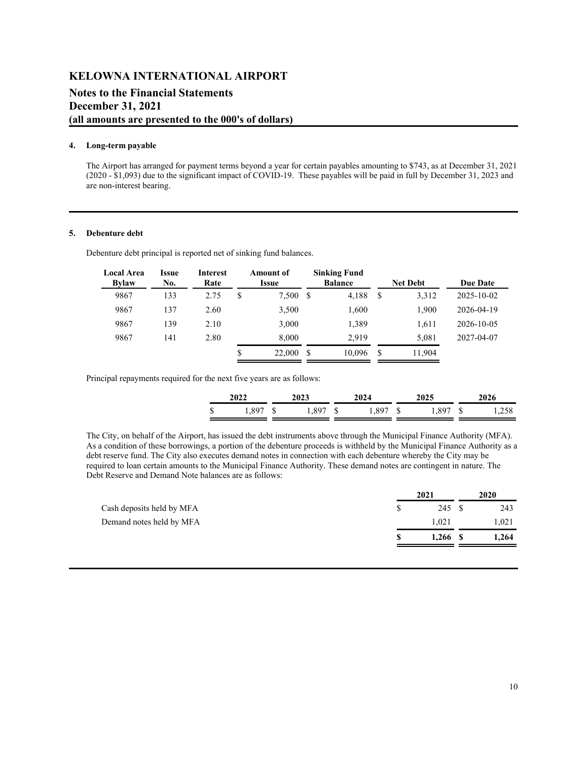# KELOWNA INTERNATIONAL AIRPORT

## Notes to the Financial Statements
## December 31, 2021
## (all amounts are presented to the 000's of dollars)

### 4. Long-term payable

The Airport has arranged for payment terms beyond a year for certain payables amounting to $743, as at December 31, 2021 (2020 - $1,093) due to the significant impact of COVID-19. These payables will be paid in full by December 31, 2023 and are non-interest bearing.

### 5. Debenture debt

Debenture debt principal is reported net of sinking fund balances.

| Local Area Bylaw | Issue No. | Interest Rate | Amount of Issue | Sinking Fund Balance | Net Debt | Due Date |
|---|---|---|---|---|---|---|
| 9867 | 133 | 2.75 | $ 7,500 | $ 4,188 | $ 3,312 | 2025-10-02 |
| 9867 | 137 | 2.60 | 3,500 | 1,600 | 1,900 | 2026-04-19 |
| 9867 | 139 | 2.10 | 3,000 | 1,389 | 1,611 | 2026-10-05 |
| 9867 | 141 | 2.80 | 8,000 | 2,919 | 5,081 | 2027-04-07 |
| | | | $ 22,000 | $ 10,096 | $ 11,904 | |

Principal repayments required for the next five years are as follows:

| 2022 | 2023 | 2024 | 2025 | 2026 |
|---|---|---|---|---|
| $ 1,897 | $ 1,897 | $ 1,897 | $ 1,897 | $ 1,258 |

The City, on behalf of the Airport, has issued the debt instruments above through the Municipal Finance Authority (MFA). As a condition of these borrowings, a portion of the debenture proceeds is withheld by the Municipal Finance Authority as a debt reserve fund. The City also executes demand notes in connection with each debenture whereby the City may be required to loan certain amounts to the Municipal Finance Authority. These demand notes are contingent in nature. The Debt Reserve and Demand Note balances are as follows:

| | 2021 | 2020 |
|---|---|---|
| Cash deposits held by MFA | $ 245 | $ 243 |
| Demand notes held by MFA | 1,021 | 1,021 |
| | **$ 1,266** | **$ 1,264** |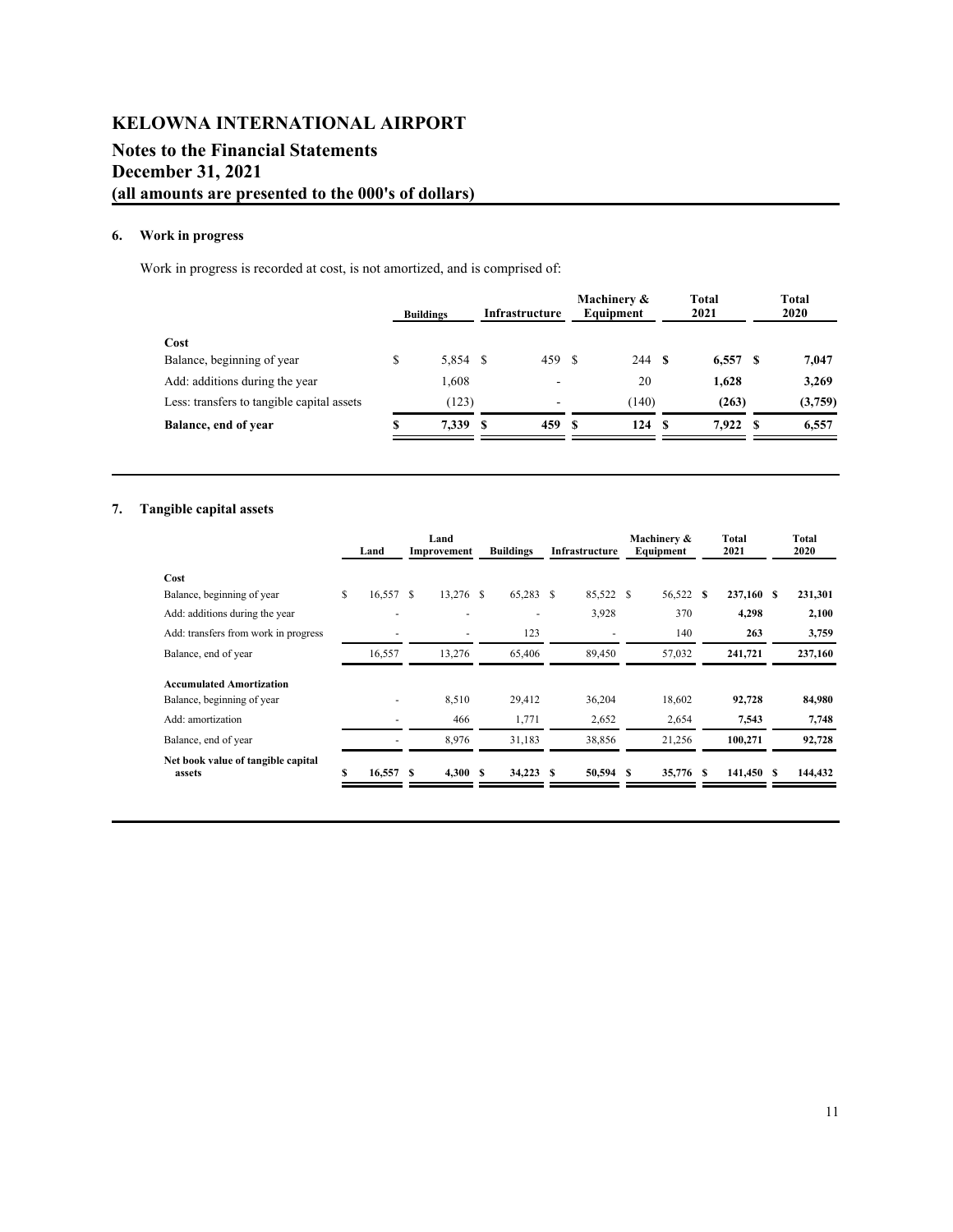# KELOWNA INTERNATIONAL AIRPORT

## Notes to the Financial Statements
## December 31, 2021
## (all amounts are presented to the 000's of dollars)

### 6. Work in progress

Work in progress is recorded at cost, is not amortized, and is comprised of:

| | Buildings | Infrastructure | Machinery & Equipment | Total 2021 | Total 2020 |
|---|---|---|---|---|---|
| **Cost** | | | | | |
| Balance, beginning of year | $ 5,854 | $ 459 | $ 244 | **$ 6,557** | **$ 7,047** |
| Add: additions during the year | 1,608 | - | 20 | **1,628** | **3,269** |
| Less: transfers to tangible capital assets | (123) | - | (140) | **(263)** | **(3,759)** |
| **Balance, end of year** | **$ 7,339** | **$ 459** | **$ 124** | **$ 7,922** | **$ 6,557** |

### 7. Tangible capital assets

| | Land | Land Improvement | Buildings | Infrastructure | Machinery & Equipment | Total 2021 | Total 2020 |
|---|---|---|---|---|---|---|---|
| **Cost** | | | | | | | |
| Balance, beginning of year | $ 16,557 | $ 13,276 | $ 65,283 | $ 85,522 | $ 56,522 | **$ 237,160** | **$ 231,301** |
| Add: additions during the year | - | - | - | 3,928 | 370 | **4,298** | **2,100** |
| Add: transfers from work in progress | - | - | 123 | - | 140 | **263** | **3,759** |
| Balance, end of year | 16,557 | 13,276 | 65,406 | 89,450 | 57,032 | **241,721** | **237,160** |
| **Accumulated Amortization** | | | | | | | |
| Balance, beginning of year | - | 8,510 | 29,412 | 36,204 | 18,602 | **92,728** | **84,980** |
| Add: amortization | - | 466 | 1,771 | 2,652 | 2,654 | **7,543** | **7,748** |
| Balance, end of year | - | 8,976 | 31,183 | 38,856 | 21,256 | **100,271** | **92,728** |
| **Net book value of tangible capital assets** | **$ 16,557** | **$ 4,300** | **$ 34,223** | **$ 50,594** | **$ 35,776** | **$ 141,450** | **$ 144,432** |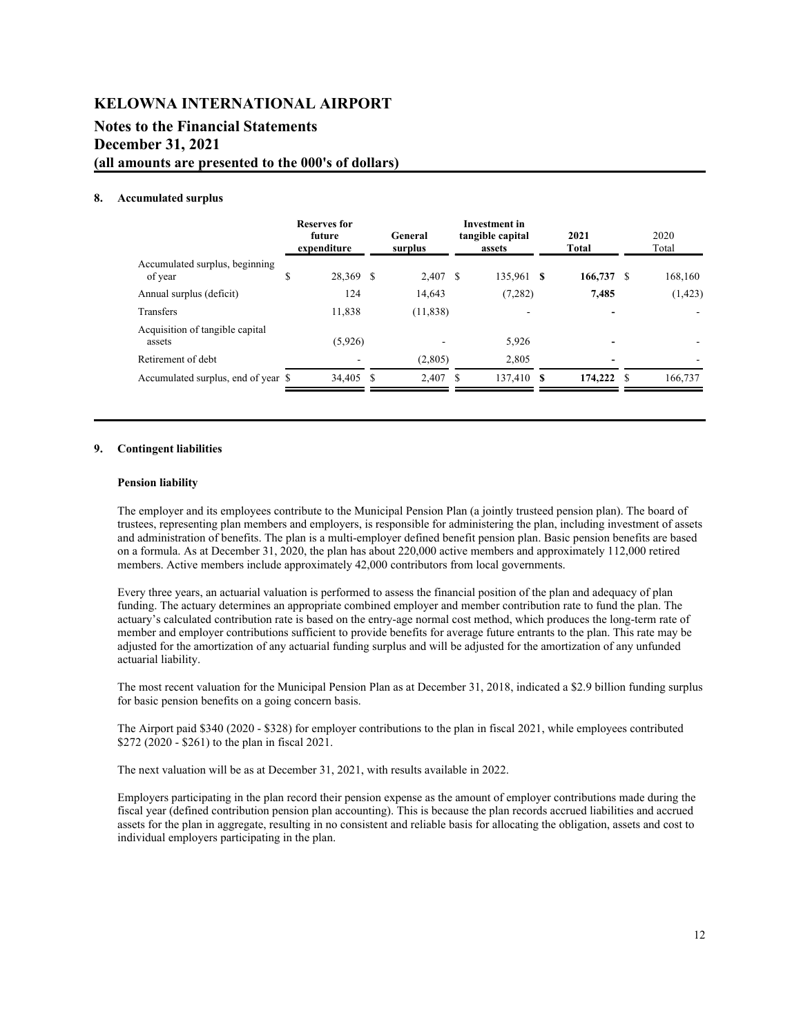# KELOWNA INTERNATIONAL AIRPORT

## Notes to the Financial Statements
## December 31, 2021
## (all amounts are presented to the 000's of dollars)

### 8. Accumulated surplus

| | Reserves for future expenditure | General surplus | Investment in tangible capital assets | 2021 Total | 2020 Total |
|---|---|---|---|---|---|
| Accumulated surplus, beginning of year | $ 28,369 | $ 2,407 | $ 135,961 | **$ 166,737** | $ 168,160 |
| Annual surplus (deficit) | 124 | 14,643 | (7,282) | **7,485** | (1,423) |
| Transfers | 11,838 | (11,838) | - | **-** | - |
| Acquisition of tangible capital assets | (5,926) | - | 5,926 | **-** | - |
| Retirement of debt | - | (2,805) | 2,805 | **-** | - |
| Accumulated surplus, end of year | $ 34,405 | $ 2,407 | $ 137,410 | **$ 174,222** | $ 166,737 |

### 9. Contingent liabilities

**Pension liability**

The employer and its employees contribute to the Municipal Pension Plan (a jointly trusteed pension plan). The board of trustees, representing plan members and employers, is responsible for administering the plan, including investment of assets and administration of benefits. The plan is a multi-employer defined benefit pension plan. Basic pension benefits are based on a formula. As at December 31, 2020, the plan has about 220,000 active members and approximately 112,000 retired members. Active members include approximately 42,000 contributors from local governments.

Every three years, an actuarial valuation is performed to assess the financial position of the plan and adequacy of plan funding. The actuary determines an appropriate combined employer and member contribution rate to fund the plan. The actuary's calculated contribution rate is based on the entry-age normal cost method, which produces the long-term rate of member and employer contributions sufficient to provide benefits for average future entrants to the plan. This rate may be adjusted for the amortization of any actuarial funding surplus and will be adjusted for the amortization of any unfunded actuarial liability.

The most recent valuation for the Municipal Pension Plan as at December 31, 2018, indicated a $2.9 billion funding surplus for basic pension benefits on a going concern basis.

The Airport paid $340 (2020 - $328) for employer contributions to the plan in fiscal 2021, while employees contributed $272 (2020 - $261) to the plan in fiscal 2021.

The next valuation will be as at December 31, 2021, with results available in 2022.

Employers participating in the plan record their pension expense as the amount of employer contributions made during the fiscal year (defined contribution pension plan accounting). This is because the plan records accrued liabilities and accrued assets for the plan in aggregate, resulting in no consistent and reliable basis for allocating the obligation, assets and cost to individual employers participating in the plan.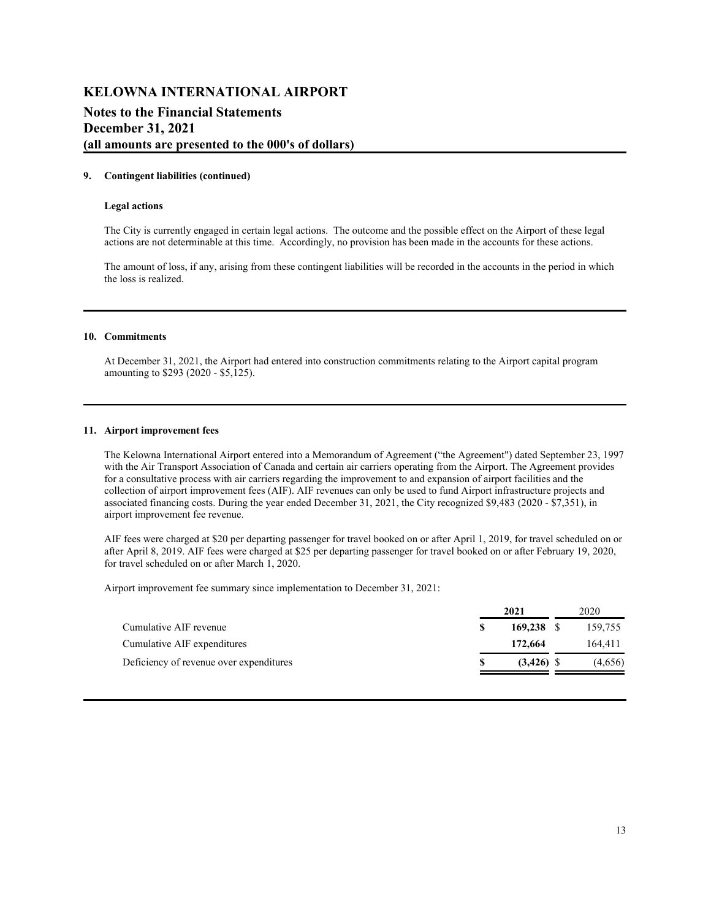# KELOWNA INTERNATIONAL AIRPORT

## Notes to the Financial Statements
## December 31, 2021
## (all amounts are presented to the 000's of dollars)

### 9. Contingent liabilities (continued)

**Legal actions**

The City is currently engaged in certain legal actions. The outcome and the possible effect on the Airport of these legal actions are not determinable at this time. Accordingly, no provision has been made in the accounts for these actions.

The amount of loss, if any, arising from these contingent liabilities will be recorded in the accounts in the period in which the loss is realized.

### 10. Commitments

At December 31, 2021, the Airport had entered into construction commitments relating to the Airport capital program amounting to $293 (2020 - $5,125).

### 11. Airport improvement fees

The Kelowna International Airport entered into a Memorandum of Agreement ("the Agreement") dated September 23, 1997 with the Air Transport Association of Canada and certain air carriers operating from the Airport. The Agreement provides for a consultative process with air carriers regarding the improvement to and expansion of airport facilities and the collection of airport improvement fees (AIF). AIF revenues can only be used to fund Airport infrastructure projects and associated financing costs. During the year ended December 31, 2021, the City recognized $9,483 (2020 - $7,351), in airport improvement fee revenue.

AIF fees were charged at $20 per departing passenger for travel booked on or after April 1, 2019, for travel scheduled on or after April 8, 2019. AIF fees were charged at $25 per departing passenger for travel booked on or after February 19, 2020, for travel scheduled on or after March 1, 2020.

Airport improvement fee summary since implementation to December 31, 2021:

| | **2021** | 2020 |
|---|---|---|
| Cumulative AIF revenue | **$ 169,238** | $ 159,755 |
| Cumulative AIF expenditures | **172,664** | 164,411 |
| Deficiency of revenue over expenditures | **$ (3,426)** | $ (4,656) |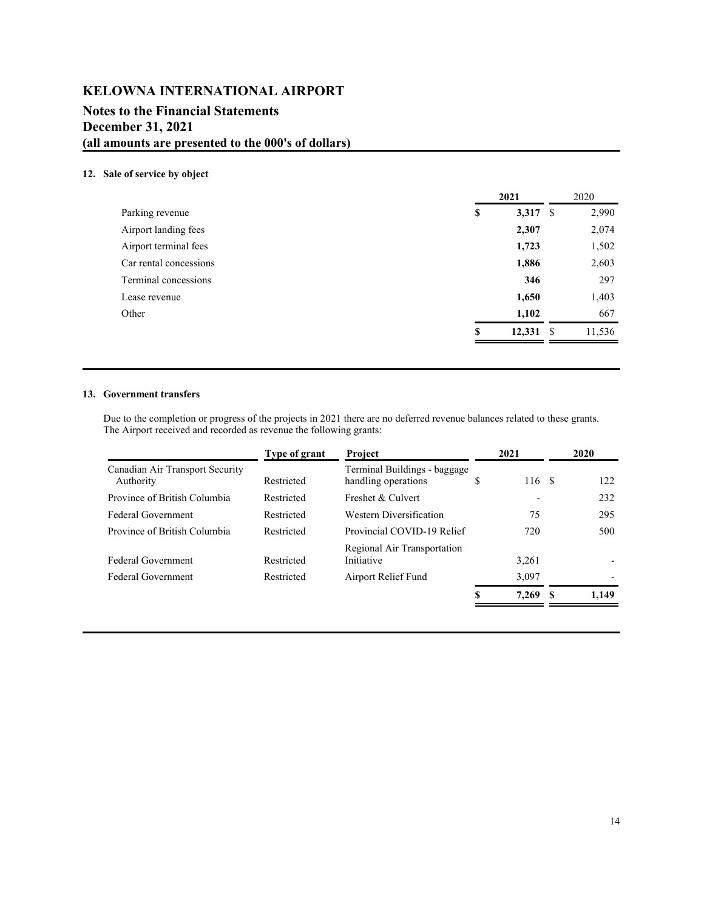# KELOWNA INTERNATIONAL AIRPORT

## Notes to the Financial Statements
## December 31, 2021
## (all amounts are presented to the 000's of dollars)

### 12. Sale of service by object

| | 2021 | 2020 |
|---|---|---|
| Parking revenue | $ **3,317** | $ 2,990 |
| Airport landing fees | **2,307** | 2,074 |
| Airport terminal fees | **1,723** | 1,502 |
| Car rental concessions | **1,886** | 2,603 |
| Terminal concessions | **346** | 297 |
| Lease revenue | **1,650** | 1,403 |
| Other | **1,102** | 667 |
| | $ **12,331** | $ 11,536 |

### 13. Government transfers

Due to the completion or progress of the projects in 2021 there are no deferred revenue balances related to these grants. The Airport received and recorded as revenue the following grants:

| | Type of grant | Project | 2021 | 2020 |
|---|---|---|---|---|
| Canadian Air Transport Security Authority | Restricted | Terminal Buildings - baggage handling operations | $ 116 | $ 122 |
| Province of British Columbia | Restricted | Freshet & Culvert | - | 232 |
| Federal Government | Restricted | Western Diversification | 75 | 295 |
| Province of British Columbia | Restricted | Provincial COVID-19 Relief | 720 | 500 |
| Federal Government | Restricted | Regional Air Transportation Initiative | 3,261 | - |
| Federal Government | Restricted | Airport Relief Fund | 3,097 | - |
| | | | **$ 7,269** | **$ 1,149** |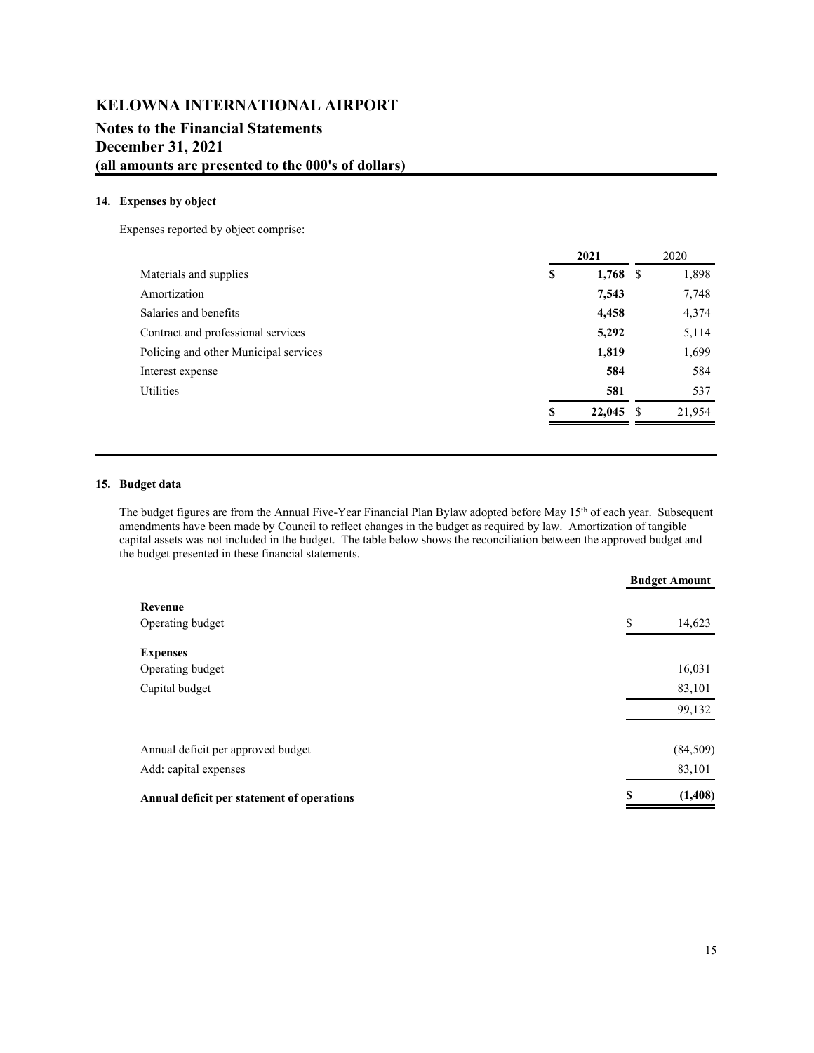# KELOWNA INTERNATIONAL AIRPORT

## Notes to the Financial Statements
## December 31, 2021
## (all amounts are presented to the 000's of dollars)

### 14. Expenses by object

Expenses reported by object comprise:

| | **2021** | 2020 |
|---|---|---|
| Materials and supplies | **$ 1,768** | $ 1,898 |
| Amortization | **7,543** | 7,748 |
| Salaries and benefits | **4,458** | 4,374 |
| Contract and professional services | **5,292** | 5,114 |
| Policing and other Municipal services | **1,819** | 1,699 |
| Interest expense | **584** | 584 |
| Utilities | **581** | 537 |
| | **$ 22,045** | $ 21,954 |

### 15. Budget data

The budget figures are from the Annual Five-Year Financial Plan Bylaw adopted before May 15th of each year. Subsequent amendments have been made by Council to reflect changes in the budget as required by law. Amortization of tangible capital assets was not included in the budget. The table below shows the reconciliation between the approved budget and the budget presented in these financial statements.

| | **Budget Amount** |
|---|---|
| **Revenue** | |
| Operating budget | $ 14,623 |
| **Expenses** | |
| Operating budget | 16,031 |
| Capital budget | 83,101 |
| | 99,132 |
| Annual deficit per approved budget | (84,509) |
| Add: capital expenses | 83,101 |
| **Annual deficit per statement of operations** | **$ (1,408)** |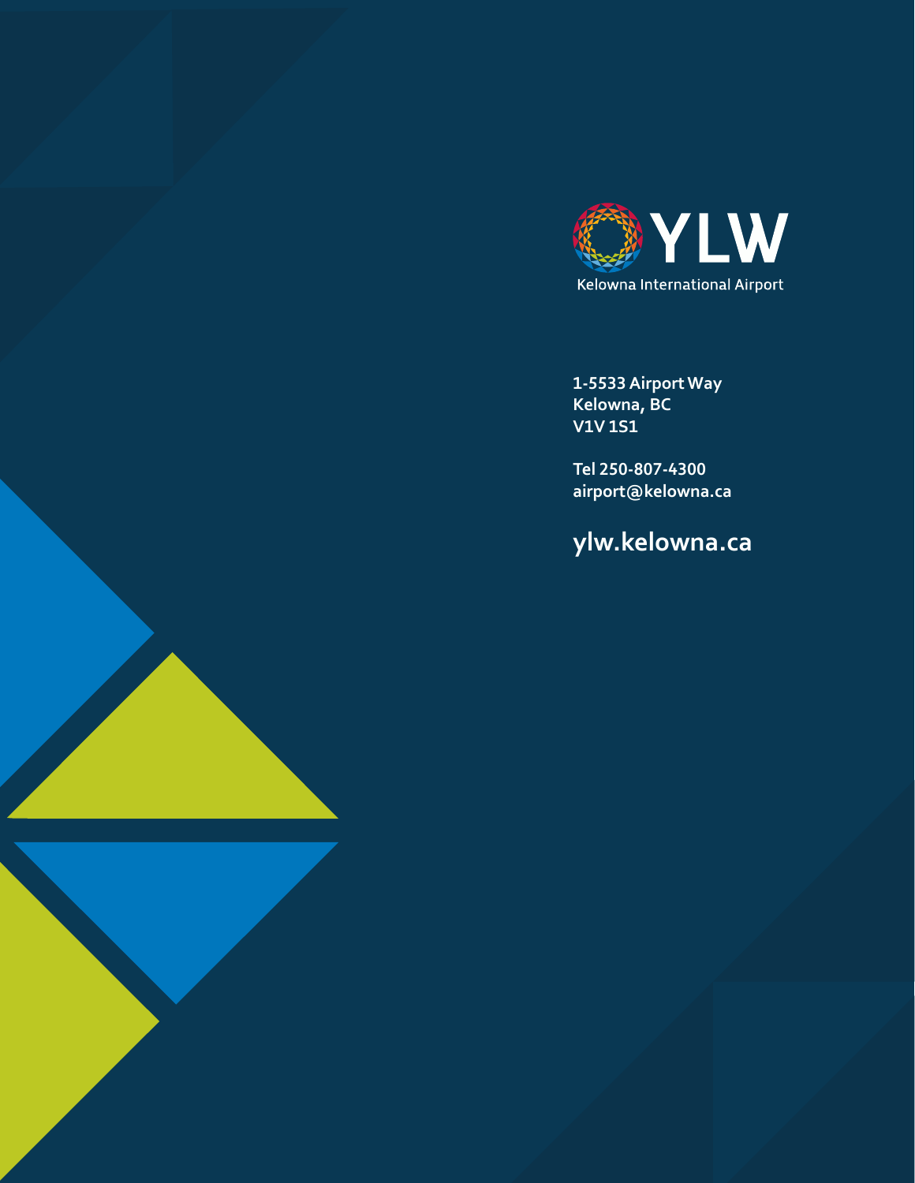YLW

Kelowna International Airport

1-5533 Airport Way
Kelowna, BC
V1V 1S1

Tel 250-807-4300
airport@kelowna.ca

**ylw.kelowna.ca**